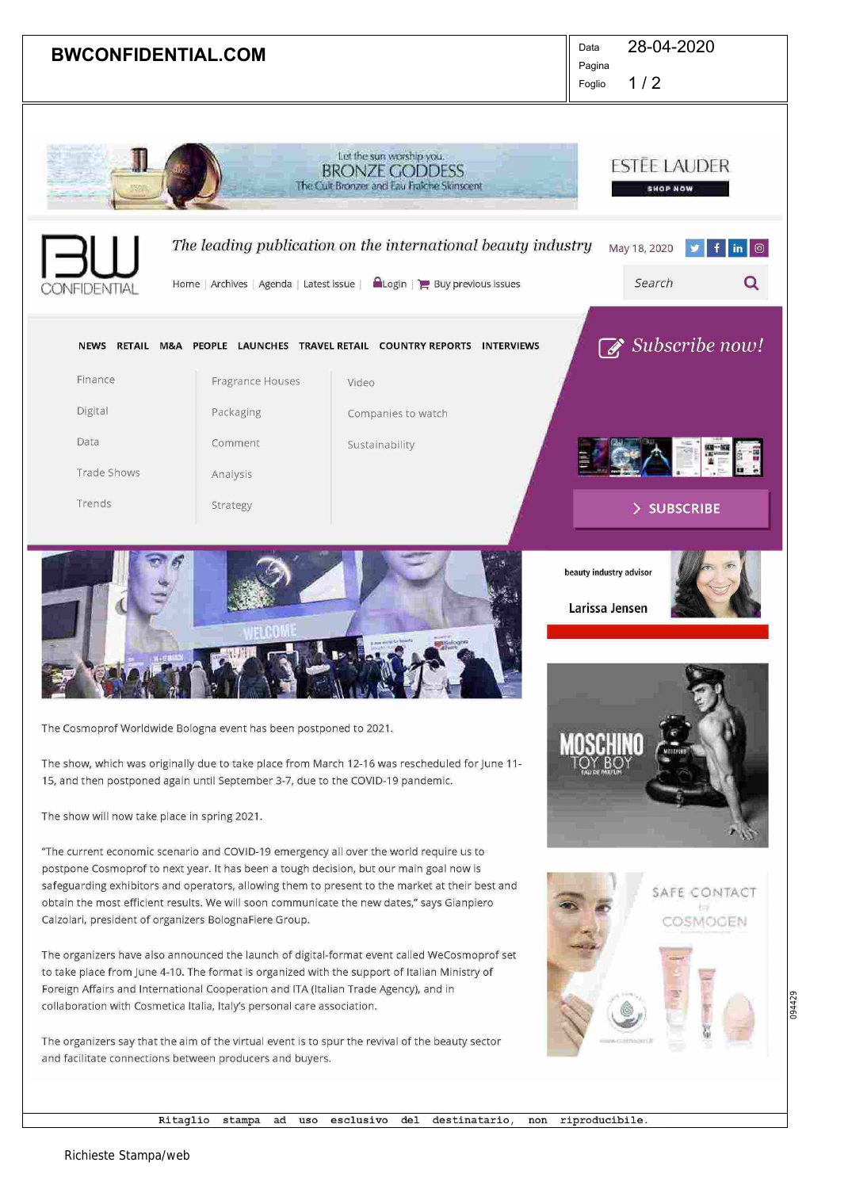The Cosmoprof Worldwide Bologna event has been postponed to 2021.

The show, which was originally due to take place from March 12-16 was rescheduled for June 11-15, and then postponed again until September 3-7, due to the COVID-19 pandemic.

The show will now take place in spring 2021.

"The current economic scenario and COVID-19 emergency all over the world require us to postpone Cosmoprof to next year. It has been a tough decision, but our main goal now is safeguarding exhibitors and operators, allowing them to present to the market at their best and obtain the most efficient results. We will soon communicate the new dates," says Gianpiero Calzolari, president of organizers BolognaFiere Group.

The organizers have also announced the launch of digital-format event called WeCosmoprof set to take place from June 4-10. The format is organized with the support of Italian Ministry of Foreign Affairs and International Cooperation and ITA (Italian Trade Agency), and in collaboration with Cosmetica Italia, Italy's personal care association.

The organizers say that the aim of the virtual event is to spur the revival of the beauty sector and facilitate connections between producers and buyers.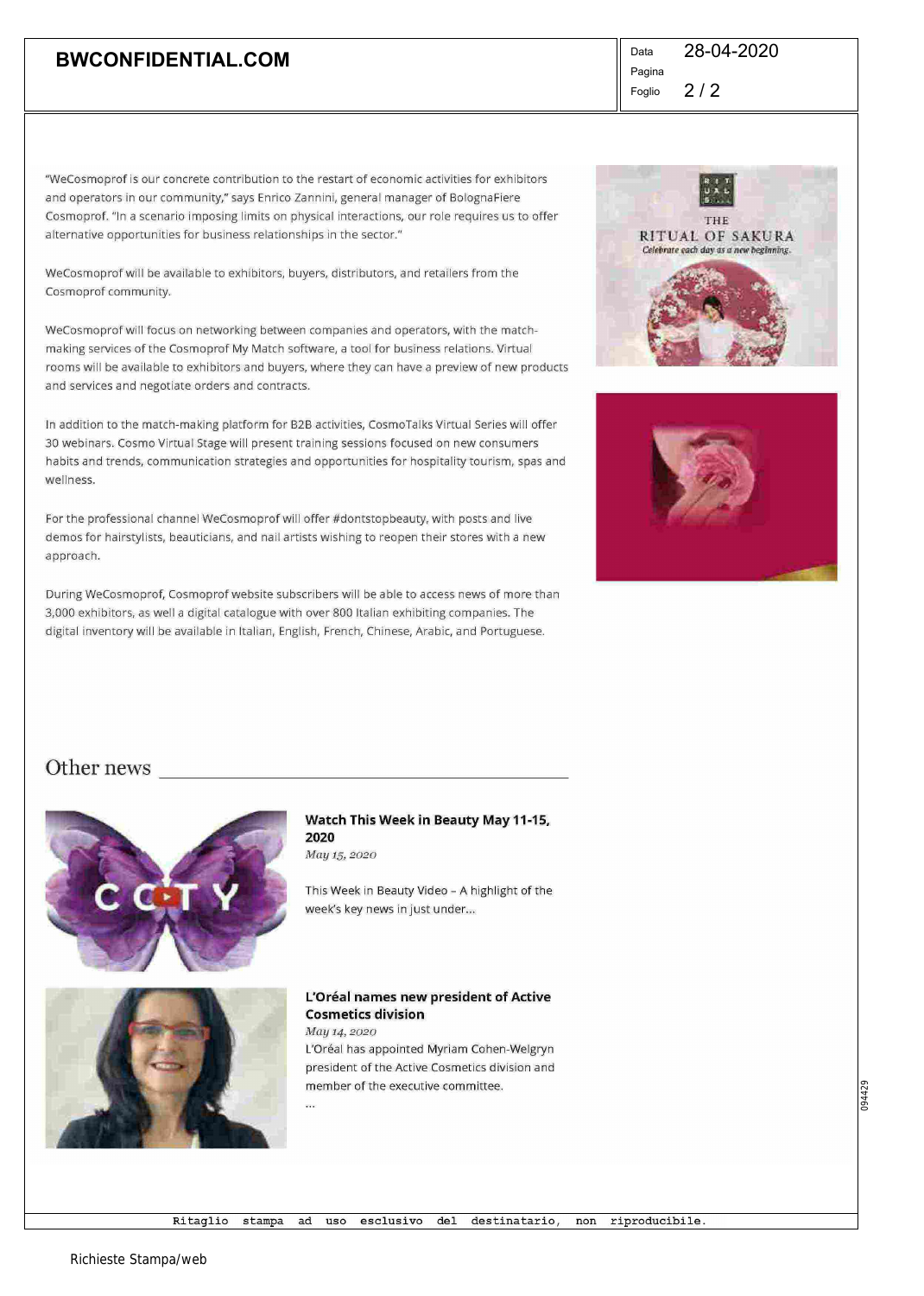"WeCosmoprof is our concrete contribution to the restart of economic activities for exhibitors and operators in our community," says Enrico Zannini, general manager of BolognaFiere Cosmoprof. "In a scenario imposing limits on physical interactions, our role requires us to offer alternative opportunities for business relationships in the sector."

WeCosmoprof will be available to exhibitors, buyers, distributors, and retailers from the Cosmoprof community.

WeCosmoprof will focus on networking between companies and operators, with the match-making services of the Cosmoprof My Match software, a tool for business relations. Virtual rooms will be available to exhibitors and buyers, where they can have a preview of new products and services and negotiate orders and contracts.

In addition to the match-making platform for B2B activities, CosmoTalks Virtual Series will offer 30 webinars. Cosmo Virtual Stage will present training sessions focused on new consumers habits and trends, communication strategies and opportunities for hospitality tourism, spas and wellness.

For the professional channel WeCosmoprof will offer #dontstopbeauty, with posts and live demos for hairstylists, beauticians, and nail artists wishing to reopen their stores with a new approach.

During WeCosmoprof, Cosmoprof website subscribers will be able to access news of more than 3,000 exhibitors, as well a digital catalogue with over 800 Italian exhibiting companies. The digital inventory will be available in Italian, English, French, Chinese, Arabic, and Portuguese.

THE RITUAL OF SAKURA

*Celebrate each day as a new beginning.*

## Other news

**Watch This Week in Beauty May 11-15, 2020**

*May 15, 2020*

This Week in Beauty Video – A highlight of the week's key news in just under...

**L'Oréal names new president of Active Cosmetics division**

*May 14, 2020*

L'Oréal has appointed Myriam Cohen-Welgryn president of the Active Cosmetics division and member of the executive committee.

...